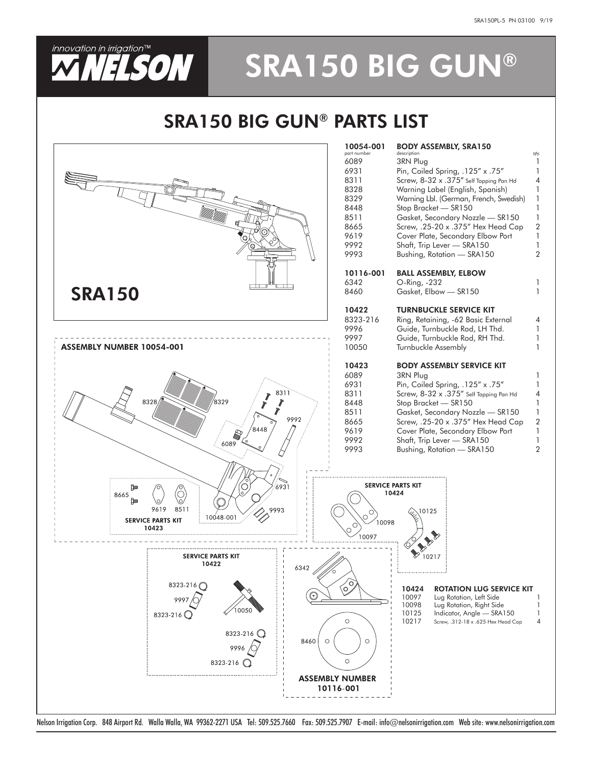# SRA150 BIG GUN®

## SRA150 BIG GUN® PARTS LIST

SRA150

ASSEMBLY NUMBER 10054-001

SERVICE PARTS KIT 10423

SERVICE PARTS KIT 10424

SERVICE PARTS KIT 10422

ASSEMBLY NUMBER 10116-001

### 10054-001 BODY ASSEMBLY, SRA150

| part number | description | qty. |
|---|---|---|
| 6089 | 3RN Plug | 1 |
| 6931 | Pin, Coiled Spring, .125" x .75" | 1 |
| 8311 | Screw, 8-32 x .375" Self Tapping Pan Hd | 4 |
| 8328 | Warning Label (English, Spanish) | 1 |
| 8329 | Warning Lbl. (German, French, Swedish) | 1 |
| 8448 | Stop Bracket — SR150 | 1 |
| 8511 | Gasket, Secondary Nozzle — SR150 | 1 |
| 8665 | Screw, .25-20 x .375" Hex Head Cap | 2 |
| 9619 | Cover Plate, Secondary Elbow Port | 1 |
| 9992 | Shaft, Trip Lever — SRA150 | 1 |
| 9993 | Bushing, Rotation — SRA150 | 2 |

### 10116-001 BALL ASSEMBLY, ELBOW

| part number | description | qty. |
|---|---|---|
| 6342 | O-Ring, -232 | 1 |
| 8460 | Gasket, Elbow — SR150 | 1 |

### 10422 TURNBUCKLE SERVICE KIT

| part number | description | qty. |
|---|---|---|
| 8323-216 | Ring, Retaining, -62 Basic External | 4 |
| 9996 | Guide, Turnbuckle Rod, LH Thd. | 1 |
| 9997 | Guide, Turnbuckle Rod, RH Thd. | 1 |
| 10050 | Turnbuckle Assembly | 1 |

### 10423 BODY ASSEMBLY SERVICE KIT

| part number | description | qty. |
|---|---|---|
| 6089 | 3RN Plug | 1 |
| 6931 | Pin, Coiled Spring, .125" x .75" | 1 |
| 8311 | Screw, 8-32 x .375" Self Tapping Pan Hd | 4 |
| 8448 | Stop Bracket — SR150 | 1 |
| 8511 | Gasket, Secondary Nozzle — SR150 | 1 |
| 8665 | Screw, .25-20 x .375" Hex Head Cap | 2 |
| 9619 | Cover Plate, Secondary Elbow Port | 1 |
| 9992 | Shaft, Trip Lever — SRA150 | 1 |
| 9993 | Bushing, Rotation — SRA150 | 2 |

### 10424 ROTATION LUG SERVICE KIT

| part number | description | qty. |
|---|---|---|
| 10097 | Lug Rotation, Left Side | 1 |
| 10098 | Lug Rotation, Right Side | 1 |
| 10125 | Indicator, Angle — SRA150 | 1 |
| 10217 | Screw, .312-18 x .625 Hex Head Cap | 4 |

Nelson Irrigation Corp. 848 Airport Rd. Walla Walla, WA 99362-2271 USA Tel: 509.525.7660 Fax: 509.525.7907 E-mail: info@nelsonirrigation.com Web site: www.nelsonirrigation.com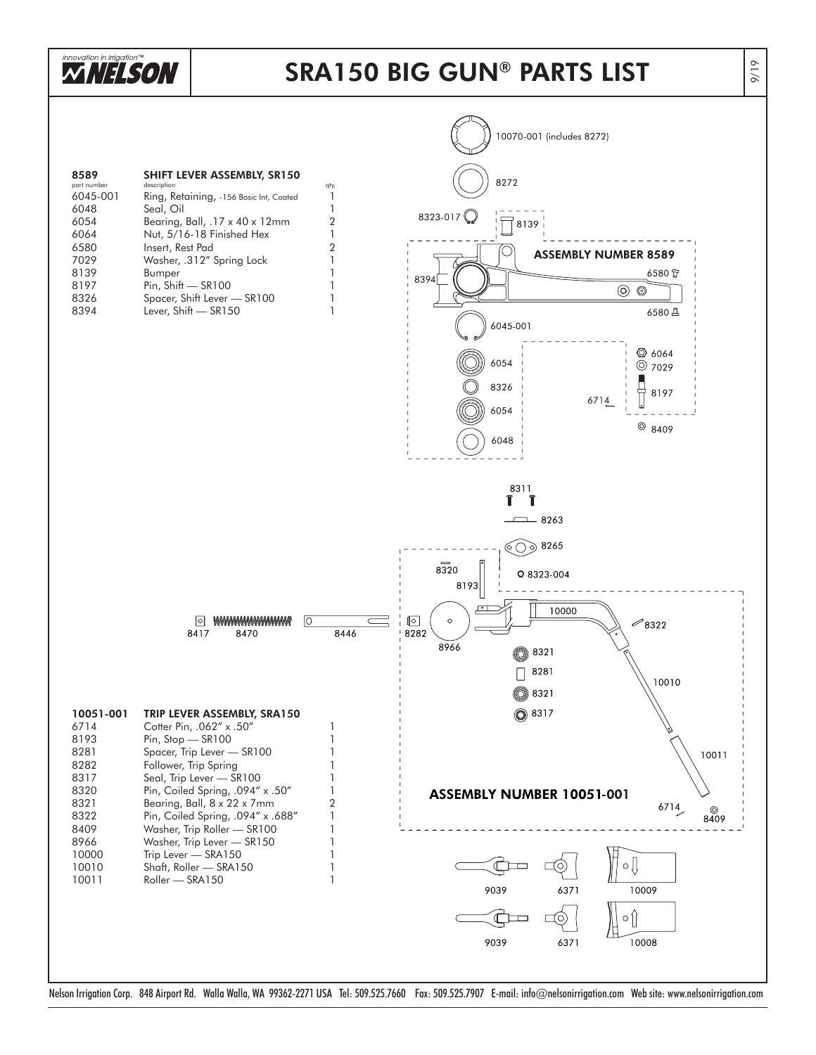# SRA150 BIG GUN® PARTS LIST

## 8589 SHIFT LEVER ASSEMBLY, SR150

| part number | description | qty. |
|---|---|---|
| 6045-001 | Ring, Retaining, -156 Basic Int, Coated | 1 |
| 6048 | Seal, Oil | 1 |
| 6054 | Bearing, Ball, .17 x 40 x 12mm | 2 |
| 6064 | Nut, 5/16-18 Finished Hex | 1 |
| 6580 | Insert, Rest Pad | 2 |
| 7029 | Washer, .312" Spring Lock | 1 |
| 8139 | Bumper | 1 |
| 8197 | Pin, Shift — SR100 | 1 |
| 8326 | Spacer, Shift Lever — SR100 | 1 |
| 8394 | Lever, Shift — SR150 | 1 |

## 10051-001 TRIP LEVER ASSEMBLY, SRA150

| part number | description | qty. |
|---|---|---|
| 6714 | Cotter Pin, .062" x .50" | 1 |
| 8193 | Pin, Stop — SR100 | 1 |
| 8281 | Spacer, Trip Lever — SR100 | 1 |
| 8282 | Follower, Trip Spring | 1 |
| 8317 | Seal, Trip Lever — SR100 | 1 |
| 8320 | Pin, Coiled Spring, .094" x .50" | 1 |
| 8321 | Bearing, Ball, 8 x 22 x 7mm | 2 |
| 8322 | Pin, Coiled Spring, .094" x .688" | 1 |
| 8409 | Washer, Trip Roller — SR100 | 1 |
| 8966 | Washer, Trip Lever — SR150 | 1 |
| 10000 | Trip Lever — SRA150 | 1 |
| 10010 | Shaft, Roller — SRA150 | 1 |
| 10011 | Roller — SRA150 | 1 |

10070-001 (includes 8272)

8272

8323-017

8139

ASSEMBLY NUMBER 8589

8394 6580 6045-001 6054 8326 6048 6064 7029 8197 6714 8409

8311 8263 8265 8320 8193 8323-004

8417 8470 8446 8282 8966 10000 8322 8321 8281 8317 10010 10011

ASSEMBLY NUMBER 10051-001

6714 8409

9039 6371 10009

9039 6371 10008

Nelson Irrigation Corp. 848 Airport Rd. Walla Walla, WA 99362-2271 USA Tel: 509.525.7660 Fax: 509.525.7907 E-mail: info@nelsonirrigation.com Web site: www.nelsonirrigation.com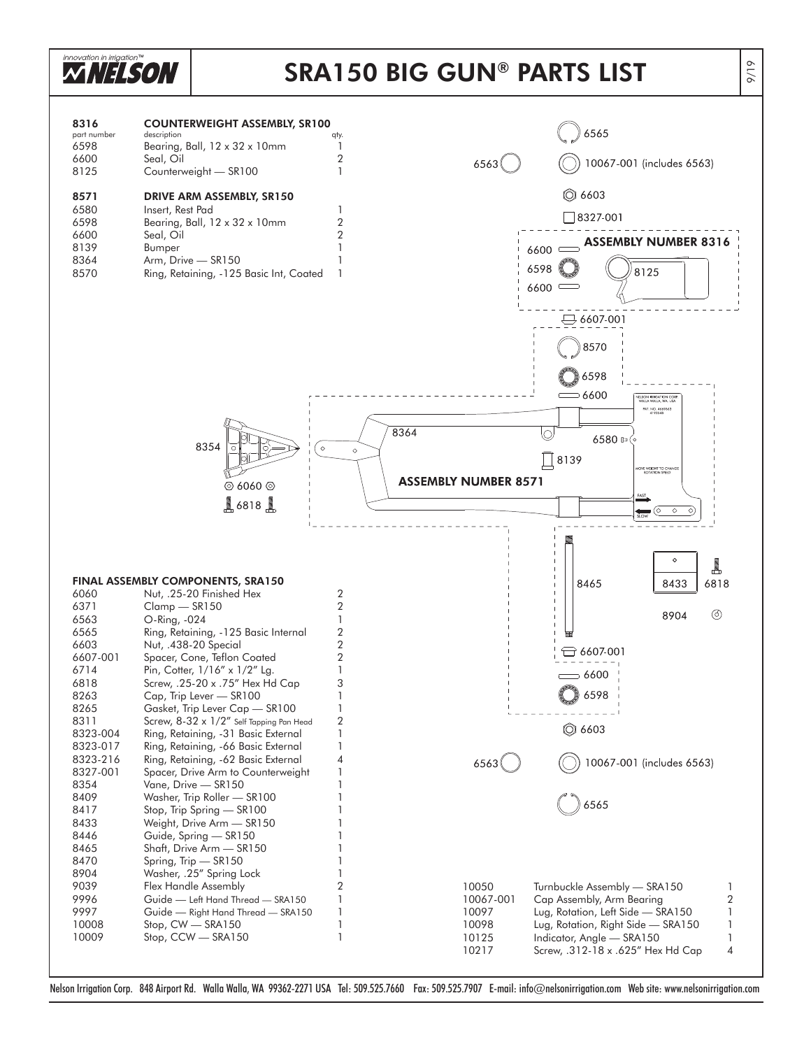# SRA150 BIG GUN® PARTS LIST

### 8316 COUNTERWEIGHT ASSEMBLY, SR100

| part number | description | qty. |
|---|---|---|
| 6598 | Bearing, Ball, 12 x 32 x 10mm | 1 |
| 6600 | Seal, Oil | 2 |
| 8125 | Counterweight — SR100 | 1 |

### 8571 DRIVE ARM ASSEMBLY, SR150

| part number | description | qty. |
|---|---|---|
| 6580 | Insert, Rest Pad | 1 |
| 6598 | Bearing, Ball, 12 x 32 x 10mm | 2 |
| 6600 | Seal, Oil | 2 |
| 8139 | Bumper | 1 |
| 8364 | Arm, Drive — SR150 | 1 |
| 8570 | Ring, Retaining, -125 Basic Int, Coated | 1 |

### FINAL ASSEMBLY COMPONENTS, SRA150

| part number | description | qty. |
|---|---|---|
| 6060 | Nut, .25-20 Finished Hex | 2 |
| 6371 | Clamp — SR150 | 2 |
| 6563 | O-Ring, -024 | 1 |
| 6565 | Ring, Retaining, -125 Basic Internal | 2 |
| 6603 | Nut, .438-20 Special | 2 |
| 6607-001 | Spacer, Cone, Teflon Coated | 2 |
| 6714 | Pin, Cotter, 1/16" x 1/2" Lg. | 1 |
| 6818 | Screw, .25-20 x .75" Hex Hd Cap | 3 |
| 8263 | Cap, Trip Lever — SR100 | 1 |
| 8265 | Gasket, Trip Lever Cap — SR100 | 1 |
| 8311 | Screw, 8-32 x 1/2" Self Tapping Pan Head | 2 |
| 8323-004 | Ring, Retaining, -31 Basic External | 1 |
| 8323-017 | Ring, Retaining, -66 Basic External | 1 |
| 8323-216 | Ring, Retaining, -62 Basic External | 4 |
| 8327-001 | Spacer, Drive Arm to Counterweight | 1 |
| 8354 | Vane, Drive — SR150 | 1 |
| 8409 | Washer, Trip Roller — SR100 | 1 |
| 8417 | Stop, Trip Spring — SR100 | 1 |
| 8433 | Weight, Drive Arm — SR150 | 1 |
| 8446 | Guide, Spring — SR150 | 1 |
| 8465 | Shaft, Drive Arm — SR150 | 1 |
| 8470 | Spring, Trip — SR150 | 1 |
| 8904 | Washer, .25" Spring Lock | 1 |
| 9039 | Flex Handle Assembly | 2 |
| 9996 | Guide — Left Hand Thread — SRA150 | 1 |
| 9997 | Guide — Right Hand Thread — SRA150 | 1 |
| 10008 | Stop, CW — SRA150 | 1 |
| 10009 | Stop, CCW — SRA150 | 1 |
| 10050 | Turnbuckle Assembly — SRA150 | 1 |
| 10067-001 | Cap Assembly, Arm Bearing | 2 |
| 10097 | Lug, Rotation, Left Side — SRA150 | 1 |
| 10098 | Lug, Rotation, Right Side — SRA150 | 1 |
| 10125 | Indicator, Angle — SRA150 | 1 |
| 10217 | Screw, .312-18 x .625" Hex Hd Cap | 4 |

Diagram labels: 6565; 6563; 10067-001 (includes 6563); 6603; 8327-001; ASSEMBLY NUMBER 8316; 6600; 6598; 8125; 6600; 6607-001; 8570; 6598; 6600; 8364; 6580; 8139; 8354; 6060; 6818; ASSEMBLY NUMBER 8571; MOVE WEIGHT TO CHANGE ROTATION SPEED; FAST; SLOW; 8465; 8433; 6818; 8904; 6607-001; 6600; 6598; 6603; 6563; 10067-001 (includes 6563); 6565

Nelson Irrigation Corp. 848 Airport Rd. Walla Walla, WA 99362-2271 USA Tel: 509.525.7660 Fax: 509.525.7907 E-mail: info@nelsonirrigation.com Web site: www.nelsonirrigation.com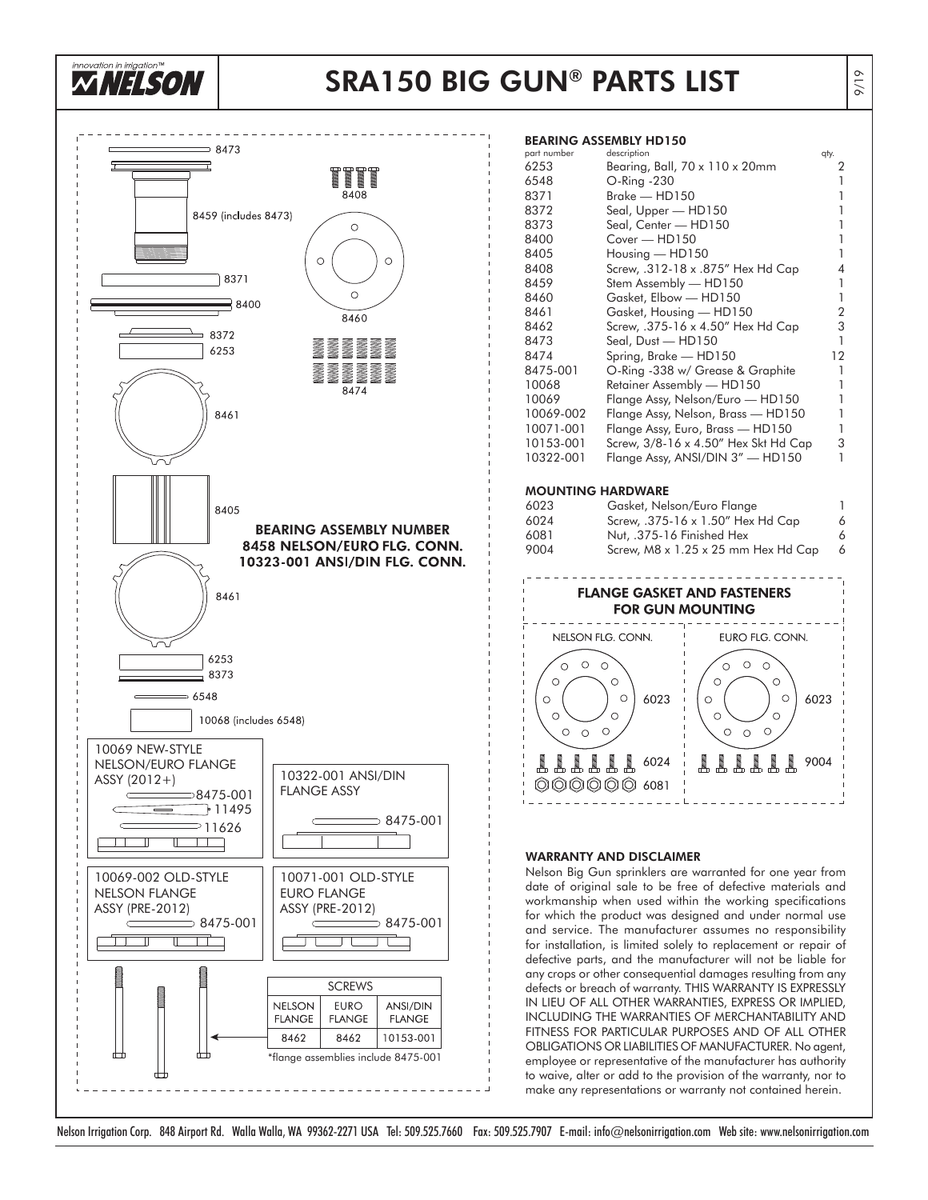# SRA150 BIG GUN® PARTS LIST

8473

8408

8459 (includes 8473)

8371

8400

8460

8372

6253

8474

8461

8405

**BEARING ASSEMBLY NUMBER**
**8458 NELSON/EURO FLG. CONN.**
**10323-001 ANSI/DIN FLG. CONN.**

8461

6253

8373

6548

10068 (includes 6548)

10069 NEW-STYLE NELSON/EURO FLANGE ASSY (2012+)

8475-001

11495

11626

10322-001 ANSI/DIN FLANGE ASSY

8475-001

10069-002 OLD-STYLE NELSON FLANGE ASSY (PRE-2012)

8475-001

10071-001 OLD-STYLE EURO FLANGE ASSY (PRE-2012)

8475-001

| SCREWS | | |
|---|---|---|
| NELSON FLANGE | EURO FLANGE | ANSI/DIN FLANGE |
| 8462 | 8462 | 10153-001 |

*flange assemblies include 8475-001

## BEARING ASSEMBLY HD150

| part number | description | qty. |
|---|---|---|
| 6253 | Bearing, Ball, 70 x 110 x 20mm | 2 |
| 6548 | O-Ring -230 | 1 |
| 8371 | Brake — HD150 | 1 |
| 8372 | Seal, Upper — HD150 | 1 |
| 8373 | Seal, Center — HD150 | 1 |
| 8400 | Cover — HD150 | 1 |
| 8405 | Housing — HD150 | 1 |
| 8408 | Screw, .312-18 x .875" Hex Hd Cap | 4 |
| 8459 | Stem Assembly — HD150 | 1 |
| 8460 | Gasket, Elbow — HD150 | 1 |
| 8461 | Gasket, Housing — HD150 | 2 |
| 8462 | Screw, .375-16 x 4.50" Hex Hd Cap | 3 |
| 8473 | Seal, Dust — HD150 | 1 |
| 8474 | Spring, Brake — HD150 | 12 |
| 8475-001 | O-Ring -338 w/ Grease & Graphite | 1 |
| 10068 | Retainer Assembly — HD150 | 1 |
| 10069 | Flange Assy, Nelson/Euro — HD150 | 1 |
| 10069-002 | Flange Assy, Nelson, Brass — HD150 | 1 |
| 10071-001 | Flange Assy, Euro, Brass — HD150 | 1 |
| 10153-001 | Screw, 3/8-16 x 4.50" Hex Skt Hd Cap | 3 |
| 10322-001 | Flange Assy, ANSI/DIN 3" — HD150 | 1 |

## MOUNTING HARDWARE

| | | |
|---|---|---|
| 6023 | Gasket, Nelson/Euro Flange | 1 |
| 6024 | Screw, .375-16 x 1.50" Hex Hd Cap | 6 |
| 6081 | Nut, .375-16 Finished Hex | 6 |
| 9004 | Screw, M8 x 1.25 x 25 mm Hex Hd Cap | 6 |

**FLANGE GASKET AND FASTENERS FOR GUN MOUNTING**

NELSON FLG. CONN.

6023

6024

6081

EURO FLG. CONN.

6023

9004

## WARRANTY AND DISCLAIMER

Nelson Big Gun sprinklers are warranted for one year from date of original sale to be free of defective materials and workmanship when used within the working specifications for which the product was designed and under normal use and service. The manufacturer assumes no responsibility for installation, is limited solely to replacement or repair of defective parts, and the manufacturer will not be liable for any crops or other consequential damages resulting from any defects or breach of warranty. THIS WARRANTY IS EXPRESSLY IN LIEU OF ALL OTHER WARRANTIES, EXPRESS OR IMPLIED, INCLUDING THE WARRANTIES OF MERCHANTABILITY AND FITNESS FOR PARTICULAR PURPOSES AND OF ALL OTHER OBLIGATIONS OR LIABILITIES OF MANUFACTURER. No agent, employee or representative of the manufacturer has authority to waive, alter or add to the provision of the warranty, nor to make any representations or warranty not contained herein.

Nelson Irrigation Corp. 848 Airport Rd. Walla Walla, WA 99362-2271 USA Tel: 509.525.7660 Fax: 509.525.7907 E-mail: info@nelsonirrigation.com Web site: www.nelsonirrigation.com